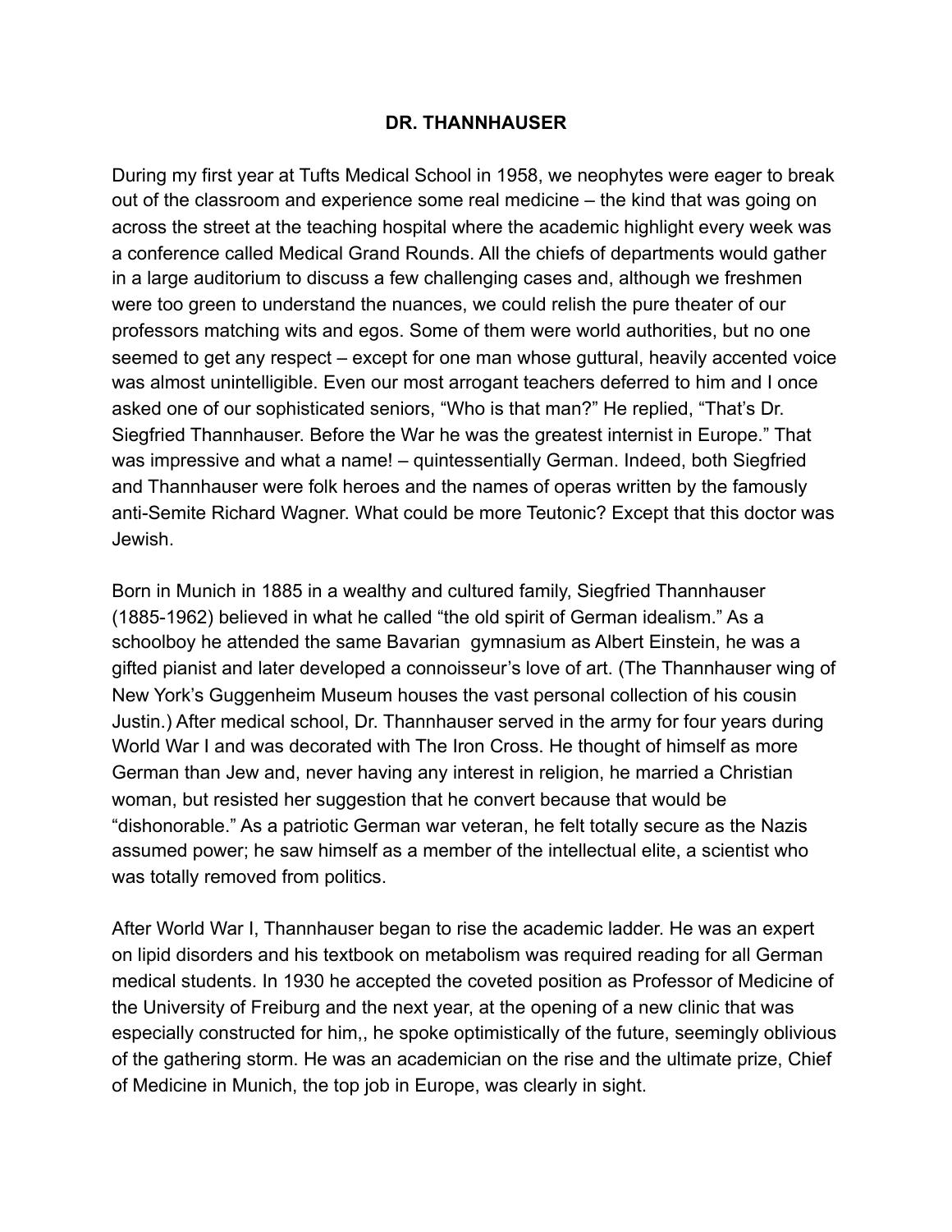# DR. THANNHAUSER

During my first year at Tufts Medical School in 1958, we neophytes were eager to break out of the classroom and experience some real medicine – the kind that was going on across the street at the teaching hospital where the academic highlight every week was a conference called Medical Grand Rounds. All the chiefs of departments would gather in a large auditorium to discuss a few challenging cases and, although we freshmen were too green to understand the nuances, we could relish the pure theater of our professors matching wits and egos. Some of them were world authorities, but no one seemed to get any respect – except for one man whose guttural, heavily accented voice was almost unintelligible. Even our most arrogant teachers deferred to him and I once asked one of our sophisticated seniors, "Who is that man?" He replied, "That's Dr. Siegfried Thannhauser. Before the War he was the greatest internist in Europe." That was impressive and what a name! – quintessentially German. Indeed, both Siegfried and Thannhauser were folk heroes and the names of operas written by the famously anti-Semite Richard Wagner. What could be more Teutonic? Except that this doctor was Jewish.

Born in Munich in 1885 in a wealthy and cultured family, Siegfried Thannhauser (1885-1962) believed in what he called "the old spirit of German idealism." As a schoolboy he attended the same Bavarian gymnasium as Albert Einstein, he was a gifted pianist and later developed a connoisseur's love of art. (The Thannhauser wing of New York's Guggenheim Museum houses the vast personal collection of his cousin Justin.) After medical school, Dr. Thannhauser served in the army for four years during World War I and was decorated with The Iron Cross. He thought of himself as more German than Jew and, never having any interest in religion, he married a Christian woman, but resisted her suggestion that he convert because that would be "dishonorable." As a patriotic German war veteran, he felt totally secure as the Nazis assumed power; he saw himself as a member of the intellectual elite, a scientist who was totally removed from politics.

After World War I, Thannhauser began to rise the academic ladder. He was an expert on lipid disorders and his textbook on metabolism was required reading for all German medical students. In 1930 he accepted the coveted position as Professor of Medicine of the University of Freiburg and the next year, at the opening of a new clinic that was especially constructed for him,, he spoke optimistically of the future, seemingly oblivious of the gathering storm. He was an academician on the rise and the ultimate prize, Chief of Medicine in Munich, the top job in Europe, was clearly in sight.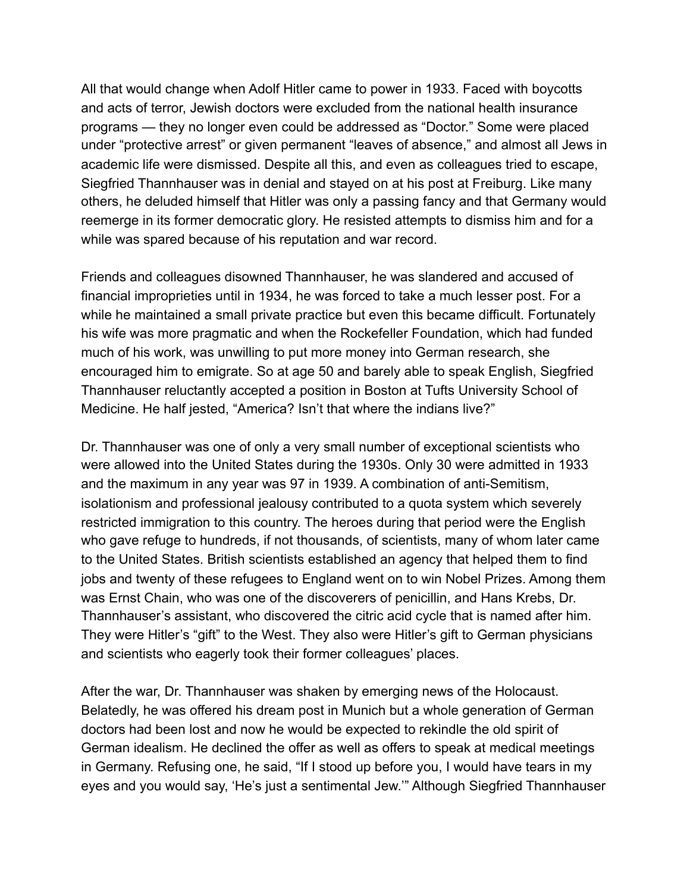All that would change when Adolf Hitler came to power in 1933. Faced with boycotts and acts of terror, Jewish doctors were excluded from the national health insurance programs — they no longer even could be addressed as "Doctor." Some were placed under "protective arrest" or given permanent "leaves of absence," and almost all Jews in academic life were dismissed. Despite all this, and even as colleagues tried to escape, Siegfried Thannhauser was in denial and stayed on at his post at Freiburg. Like many others, he deluded himself that Hitler was only a passing fancy and that Germany would reemerge in its former democratic glory. He resisted attempts to dismiss him and for a while was spared because of his reputation and war record.

Friends and colleagues disowned Thannhauser, he was slandered and accused of financial improprieties until in 1934, he was forced to take a much lesser post. For a while he maintained a small private practice but even this became difficult. Fortunately his wife was more pragmatic and when the Rockefeller Foundation, which had funded much of his work, was unwilling to put more money into German research, she encouraged him to emigrate. So at age 50 and barely able to speak English, Siegfried Thannhauser reluctantly accepted a position in Boston at Tufts University School of Medicine. He half jested, "America? Isn't that where the indians live?"

Dr. Thannhauser was one of only a very small number of exceptional scientists who were allowed into the United States during the 1930s. Only 30 were admitted in 1933 and the maximum in any year was 97 in 1939. A combination of anti-Semitism, isolationism and professional jealousy contributed to a quota system which severely restricted immigration to this country. The heroes during that period were the English who gave refuge to hundreds, if not thousands, of scientists, many of whom later came to the United States. British scientists established an agency that helped them to find jobs and twenty of these refugees to England went on to win Nobel Prizes. Among them was Ernst Chain, who was one of the discoverers of penicillin, and Hans Krebs, Dr. Thannhauser's assistant, who discovered the citric acid cycle that is named after him. They were Hitler's "gift" to the West. They also were Hitler's gift to German physicians and scientists who eagerly took their former colleagues' places.

After the war, Dr. Thannhauser was shaken by emerging news of the Holocaust. Belatedly, he was offered his dream post in Munich but a whole generation of German doctors had been lost and now he would be expected to rekindle the old spirit of German idealism. He declined the offer as well as offers to speak at medical meetings in Germany. Refusing one, he said, "If I stood up before you, I would have tears in my eyes and you would say, 'He's just a sentimental Jew.'" Although Siegfried Thannhauser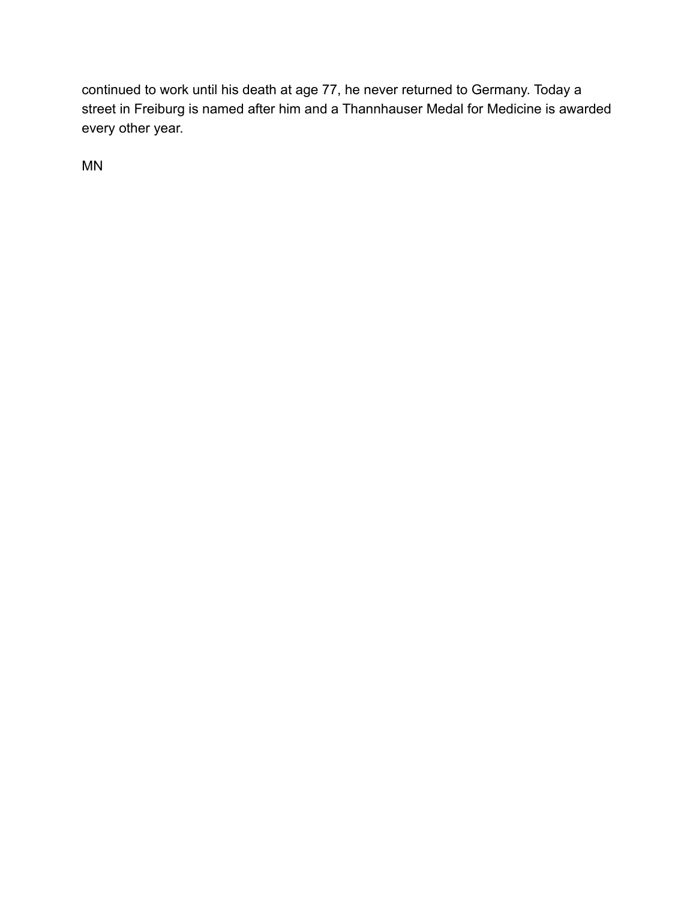continued to work until his death at age 77, he never returned to Germany. Today a street in Freiburg is named after him and a Thannhauser Medal for Medicine is awarded every other year.

MN